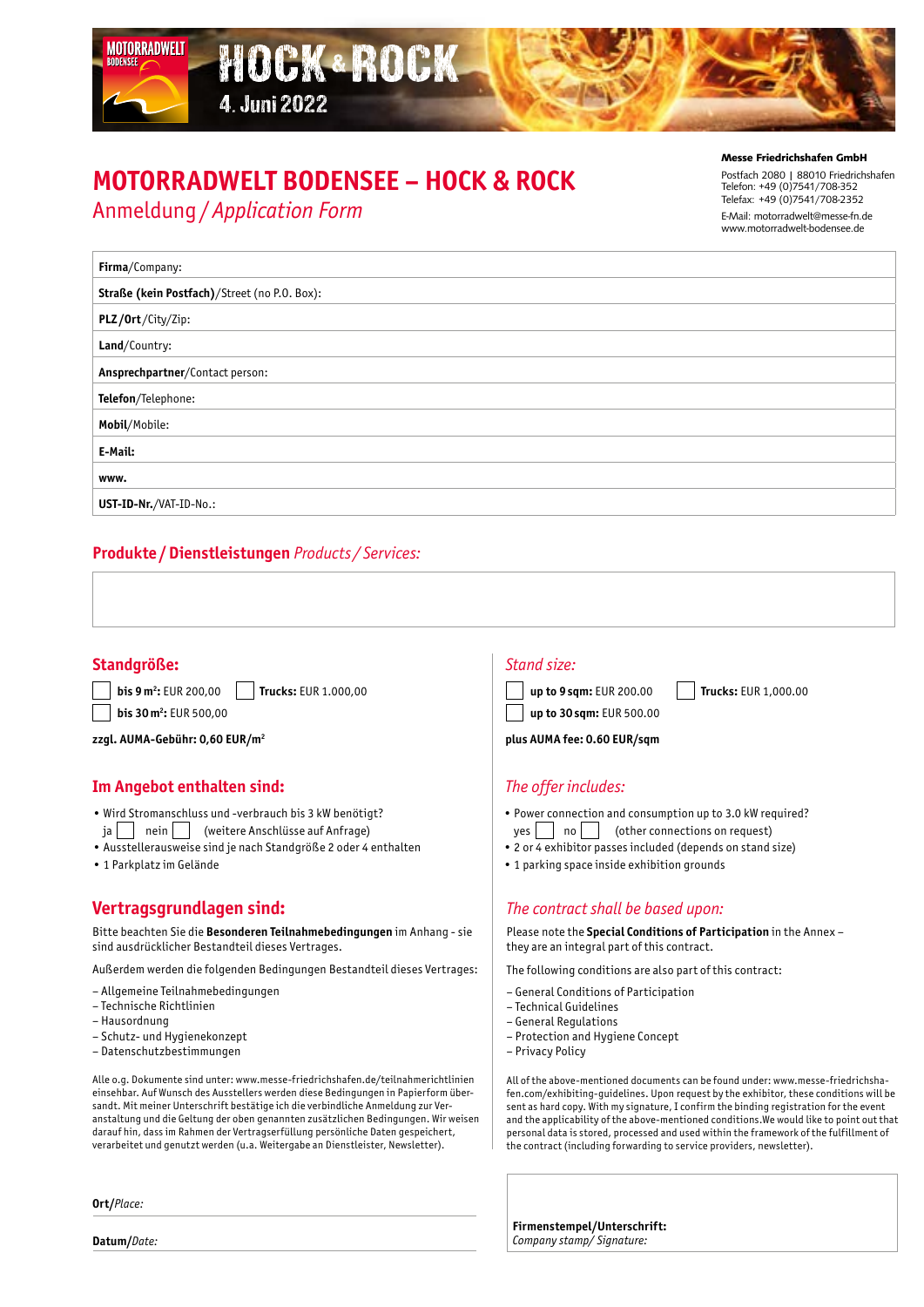MOTORRADWELT BODENSEE

HOCK & ROCK

4. Juni 2022

# MOTORRADWELT BODENSEE – HOCK & ROCK

## Anmeldung / *Application Form*

**Messe Friedrichshafen GmbH**
Postfach 2080 | 88010 Friedrichshafen
Telefon: +49 (0)7541/708-352
Telefax: +49 (0)7541/708-2352
E-Mail: motorradwelt@messe-fn.de
www.motorradwelt-bodensee.de

| |
|---|
| **Firma**/Company: |
| **Straße (kein Postfach)**/Street (no P.O. Box): |
| **PLZ /Ort** /City/Zip: |
| **Land**/Country: |
| **Ansprechpartner**/Contact person: |
| **Telefon**/Telephone: |
| **Mobil**/Mobile: |
| **E-Mail:** |
| **www.** |
| **UST-ID-Nr.**/VAT-ID-No.: |

## Produkte / Dienstleistungen *Products / Services:*

## Standgröße:

☐ **bis 9 m²:** EUR 200,00 ☐ **Trucks:** EUR 1.000,00

☐ **bis 30 m²:** EUR 500,00

**zzgl. AUMA-Gebühr: 0,60 EUR/m²**

## Im Angebot enthalten sind:

- Wird Stromanschluss und -verbrauch bis 3 kW benötigt?
  ja ☐ nein ☐ (weitere Anschlüsse auf Anfrage)
- Ausstellerausweise sind je nach Standgröße 2 oder 4 enthalten
- 1 Parkplatz im Gelände

## Vertragsgrundlagen sind:

Bitte beachten Sie die **Besonderen Teilnahmebedingungen** im Anhang - sie sind ausdrücklicher Bestandteil dieses Vertrages.

Außerdem werden die folgenden Bedingungen Bestandteil dieses Vertrages:

– Allgemeine Teilnahmebedingungen
– Technische Richtlinien
– Hausordnung
– Schutz- und Hygienekonzept
– Datenschutzbestimmungen

Alle o.g. Dokumente sind unter: www.messe-friedrichshafen.de/teilnahmerichtlinien einsehbar. Auf Wunsch des Ausstellers werden diese Bedingungen in Papierform übersandt. Mit meiner Unterschrift bestätige ich die verbindliche Anmeldung zur Veranstaltung und die Geltung der oben genannten zusätzlichen Bedingungen. Wir weisen darauf hin, dass im Rahmen der Vertragserfüllung persönliche Daten gespeichert, verarbeitet und genutzt werden (u.a. Weitergabe an Dienstleister, Newsletter).

## *Stand size:*

☐ **up to 9 sqm:** EUR 200.00 ☐ **Trucks:** EUR 1,000.00

☐ **up to 30 sqm:** EUR 500.00

**plus AUMA fee: 0.60 EUR/sqm**

## *The offer includes:*

- Power connection and consumption up to 3.0 kW required?
  yes ☐ no ☐ (other connections on request)
- 2 or 4 exhibitor passes included (depends on stand size)
- 1 parking space inside exhibition grounds

## *The contract shall be based upon:*

Please note the **Special Conditions of Participation** in the Annex – they are an integral part of this contract.

The following conditions are also part of this contract:

– General Conditions of Participation
– Technical Guidelines
– General Regulations
– Protection and Hygiene Concept
– Privacy Policy

All of the above-mentioned documents can be found under: www.messe-friedrichshafen.com/exhibiting-guidelines. Upon request by the exhibitor, these conditions will be sent as hard copy. With my signature, I confirm the binding registration for the event and the applicability of the above-mentioned conditions.We would like to point out that personal data is stored, processed and used within the framework of the fulfillment of the contract (including forwarding to service providers, newsletter).

**Ort**/*Place:*

**Datum**/*Date:*

**Firmenstempel/Unterschrift:**
*Company stamp/ Signature:*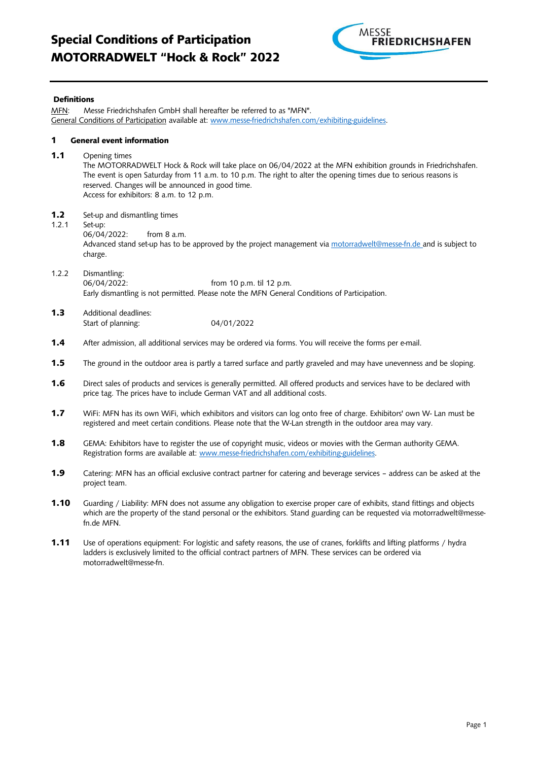# Special Conditions of Participation MOTORRADWELT "Hock & Rock" 2022

**Definitions**

MFN: Messe Friedrichshafen GmbH shall hereafter be referred to as "MFN".
General Conditions of Participation available at: www.messe-friedrichshafen.com/exhibiting-guidelines.

## 1 General event information

**1.1** Opening times
The MOTORRADWELT Hock & Rock will take place on 06/04/2022 at the MFN exhibition grounds in Friedrichshafen. The event is open Saturday from 11 a.m. to 10 p.m. The right to alter the opening times due to serious reasons is reserved. Changes will be announced in good time.
Access for exhibitors: 8 a.m. to 12 p.m.

**1.2** Set-up and dismantling times

1.2.1 Set-up:
06/04/2022: from 8 a.m.
Advanced stand set-up has to be approved by the project management via motorradwelt@messe-fn.de and is subject to charge.

1.2.2 Dismantling:
06/04/2022: from 10 p.m. til 12 p.m.
Early dismantling is not permitted. Please note the MFN General Conditions of Participation.

**1.3** Additional deadlines:
Start of planning: 04/01/2022

**1.4** After admission, all additional services may be ordered via forms. You will receive the forms per e-mail.

**1.5** The ground in the outdoor area is partly a tarred surface and partly graveled and may have unevenness and be sloping.

**1.6** Direct sales of products and services is generally permitted. All offered products and services have to be declared with price tag. The prices have to include German VAT and all additional costs.

**1.7** WiFi: MFN has its own WiFi, which exhibitors and visitors can log onto free of charge. Exhibitors' own W- Lan must be registered and meet certain conditions. Please note that the W-Lan strength in the outdoor area may vary.

**1.8** GEMA: Exhibitors have to register the use of copyright music, videos or movies with the German authority GEMA. Registration forms are available at: www.messe-friedrichshafen.com/exhibiting-guidelines.

**1.9** Catering: MFN has an official exclusive contract partner for catering and beverage services – address can be asked at the project team.

**1.10** Guarding / Liability: MFN does not assume any obligation to exercise proper care of exhibits, stand fittings and objects which are the property of the stand personal or the exhibitors. Stand guarding can be requested via motorradwelt@messe-fn.de MFN.

**1.11** Use of operations equipment: For logistic and safety reasons, the use of cranes, forklifts and lifting platforms / hydra ladders is exclusively limited to the official contract partners of MFN. These services can be ordered via motorradwelt@messe-fn.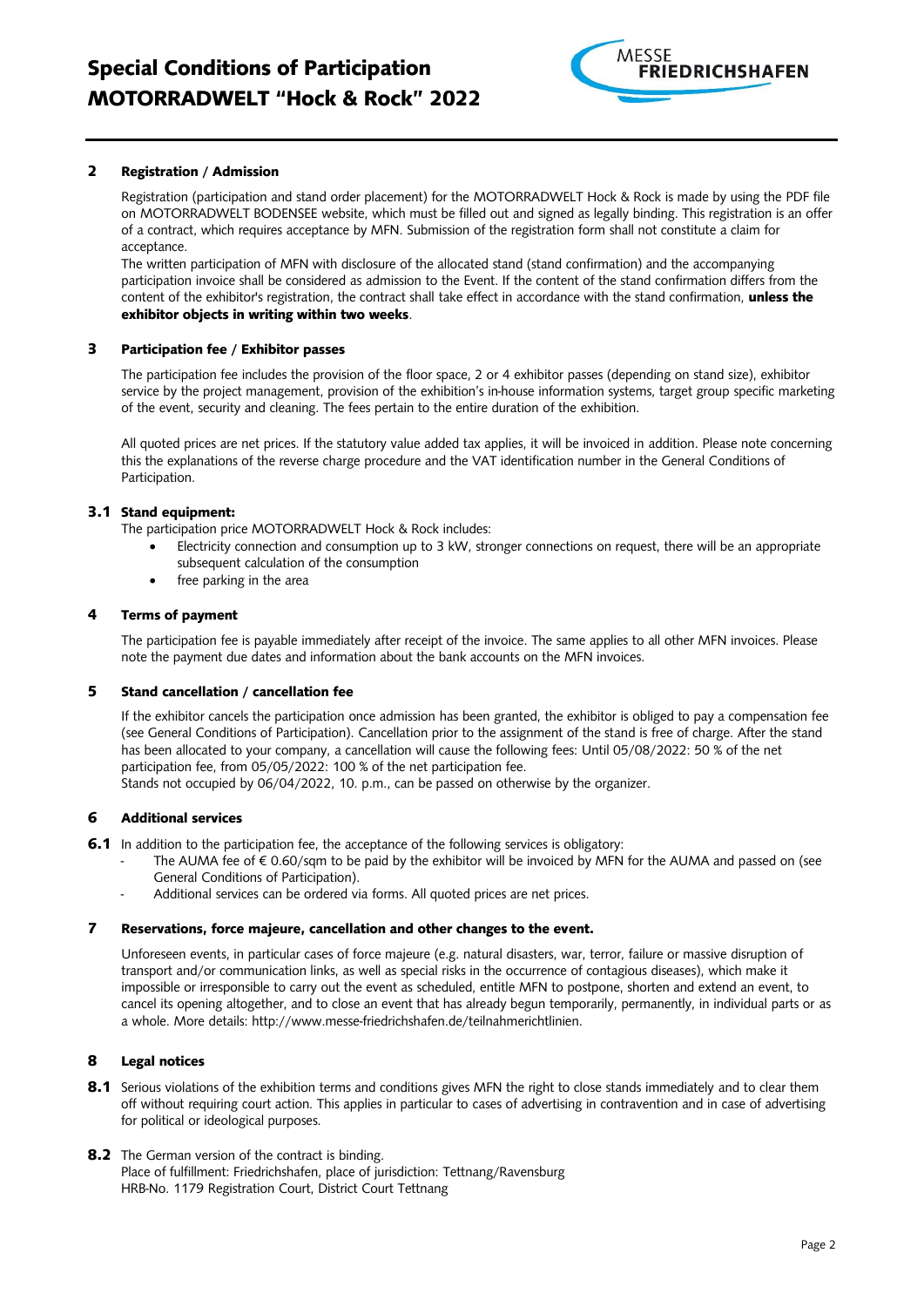## 2 Registration / Admission

Registration (participation and stand order placement) for the MOTORRADWELT Hock & Rock is made by using the PDF file on MOTORRADWELT BODENSEE website, which must be filled out and signed as legally binding. This registration is an offer of a contract, which requires acceptance by MFN. Submission of the registration form shall not constitute a claim for acceptance.

The written participation of MFN with disclosure of the allocated stand (stand confirmation) and the accompanying participation invoice shall be considered as admission to the Event. If the content of the stand confirmation differs from the content of the exhibitor's registration, the contract shall take effect in accordance with the stand confirmation, **unless the exhibitor objects in writing within two weeks**.

## 3 Participation fee / Exhibitor passes

The participation fee includes the provision of the floor space, 2 or 4 exhibitor passes (depending on stand size), exhibitor service by the project management, provision of the exhibition's in-house information systems, target group specific marketing of the event, security and cleaning. The fees pertain to the entire duration of the exhibition.

All quoted prices are net prices. If the statutory value added tax applies, it will be invoiced in addition. Please note concerning this the explanations of the reverse charge procedure and the VAT identification number in the General Conditions of Participation.

### 3.1 Stand equipment:

The participation price MOTORRADWELT Hock & Rock includes:

- Electricity connection and consumption up to 3 kW, stronger connections on request, there will be an appropriate subsequent calculation of the consumption
- free parking in the area

## 4 Terms of payment

The participation fee is payable immediately after receipt of the invoice. The same applies to all other MFN invoices. Please note the payment due dates and information about the bank accounts on the MFN invoices.

## 5 Stand cancellation / cancellation fee

If the exhibitor cancels the participation once admission has been granted, the exhibitor is obliged to pay a compensation fee (see General Conditions of Participation). Cancellation prior to the assignment of the stand is free of charge. After the stand has been allocated to your company, a cancellation will cause the following fees: Until 05/08/2022: 50 % of the net participation fee, from 05/05/2022: 100 % of the net participation fee.

Stands not occupied by 06/04/2022, 10. p.m., can be passed on otherwise by the organizer.

## 6 Additional services

### 6.1 In addition to the participation fee, the acceptance of the following services is obligatory:

- The AUMA fee of € 0.60/sqm to be paid by the exhibitor will be invoiced by MFN for the AUMA and passed on (see General Conditions of Participation).
- Additional services can be ordered via forms. All quoted prices are net prices.

## 7 Reservations, force majeure, cancellation and other changes to the event.

Unforeseen events, in particular cases of force majeure (e.g. natural disasters, war, terror, failure or massive disruption of transport and/or communication links, as well as special risks in the occurrence of contagious diseases), which make it impossible or irresponsible to carry out the event as scheduled, entitle MFN to postpone, shorten and extend an event, to cancel its opening altogether, and to close an event that has already begun temporarily, permanently, in individual parts or as a whole. More details: http://www.messe-friedrichshafen.de/teilnahmerichtlinien.

## 8 Legal notices

### 8.1 Serious violations of the exhibition terms and conditions gives MFN the right to close stands immediately and to clear them off without requiring court action. This applies in particular to cases of advertising in contravention and in case of advertising for political or ideological purposes.

### 8.2 The German version of the contract is binding.

Place of fulfillment: Friedrichshafen, place of jurisdiction: Tettnang/Ravensburg
HRB-No. 1179 Registration Court, District Court Tettnang